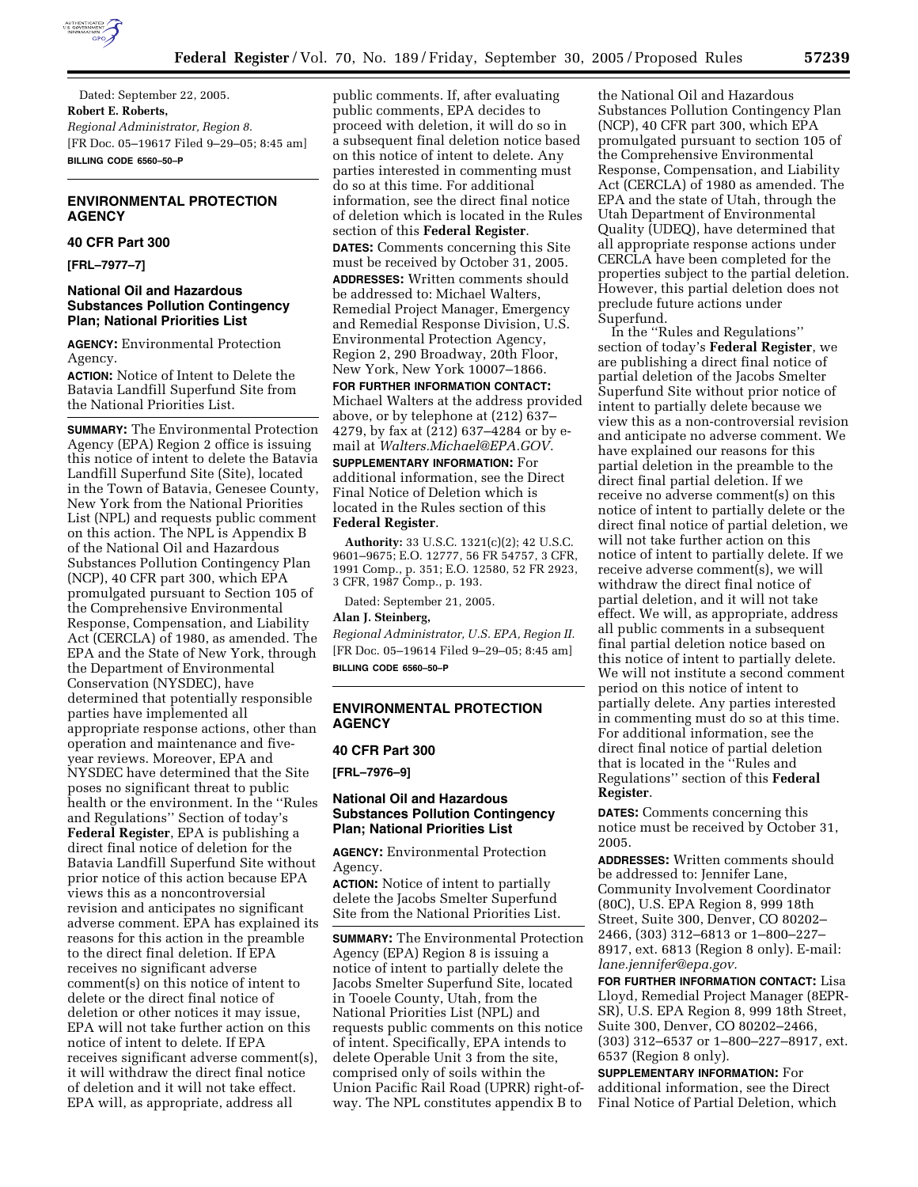Dated: September 22, 2005.

**Robert E. Roberts,**

*Regional Administrator, Region 8.*

[FR Doc. 05–19617 Filed 9–29–05; 8:45 am]

**BILLING CODE 6560–50–P**

## ENVIRONMENTAL PROTECTION AGENCY

### 40 CFR Part 300

**[FRL–7977–7]**

### National Oil and Hazardous Substances Pollution Contingency Plan; National Priorities List

**AGENCY:** Environmental Protection Agency.

**ACTION:** Notice of Intent to Delete the Batavia Landfill Superfund Site from the National Priorities List.

**SUMMARY:** The Environmental Protection Agency (EPA) Region 2 office is issuing this notice of intent to delete the Batavia Landfill Superfund Site (Site), located in the Town of Batavia, Genesee County, New York from the National Priorities List (NPL) and requests public comment on this action. The NPL is Appendix B of the National Oil and Hazardous Substances Pollution Contingency Plan (NCP), 40 CFR part 300, which EPA promulgated pursuant to Section 105 of the Comprehensive Environmental Response, Compensation, and Liability Act (CERCLA) of 1980, as amended. The EPA and the State of New York, through the Department of Environmental Conservation (NYSDEC), have determined that potentially responsible parties have implemented all appropriate response actions, other than operation and maintenance and five-year reviews. Moreover, EPA and NYSDEC have determined that the Site poses no significant threat to public health or the environment. In the ''Rules and Regulations'' Section of today's **Federal Register**, EPA is publishing a direct final notice of deletion for the Batavia Landfill Superfund Site without prior notice of this action because EPA views this as a noncontroversial revision and anticipates no significant adverse comment. EPA has explained its reasons for this action in the preamble to the direct final deletion. If EPA receives no significant adverse comment(s) on this notice of intent to delete or the direct final notice of deletion or other notices it may issue, EPA will not take further action on this notice of intent to delete. If EPA receives significant adverse comment(s), it will withdraw the direct final notice of deletion and it will not take effect. EPA will, as appropriate, address all public comments. If, after evaluating public comments, EPA decides to proceed with deletion, it will do so in a subsequent final deletion notice based on this notice of intent to delete. Any parties interested in commenting must do so at this time. For additional information, see the direct final notice of deletion which is located in the Rules section of this **Federal Register**.

**DATES:** Comments concerning this Site must be received by October 31, 2005.

**ADDRESSES:** Written comments should be addressed to: Michael Walters, Remedial Project Manager, Emergency and Remedial Response Division, U.S. Environmental Protection Agency, Region 2, 290 Broadway, 20th Floor, New York, New York 10007–1866.

**FOR FURTHER INFORMATION CONTACT:** Michael Walters at the address provided above, or by telephone at (212) 637–4279, by fax at (212) 637–4284 or by e-mail at *Walters.Michael@EPA.GOV*.

**SUPPLEMENTARY INFORMATION:** For additional information, see the Direct Final Notice of Deletion which is located in the Rules section of this **Federal Register**.

**Authority:** 33 U.S.C. 1321(c)(2); 42 U.S.C. 9601–9675; E.O. 12777, 56 FR 54757, 3 CFR, 1991 Comp., p. 351; E.O. 12580, 52 FR 2923, 3 CFR, 1987 Comp., p. 193.

Dated: September 21, 2005.

**Alan J. Steinberg,**

*Regional Administrator, U.S. EPA, Region II.*

[FR Doc. 05–19614 Filed 9–29–05; 8:45 am]

**BILLING CODE 6560–50–P**

## ENVIRONMENTAL PROTECTION AGENCY

### 40 CFR Part 300

**[FRL–7976–9]**

### National Oil and Hazardous Substances Pollution Contingency Plan; National Priorities List

**AGENCY:** Environmental Protection Agency.

**ACTION:** Notice of intent to partially delete the Jacobs Smelter Superfund Site from the National Priorities List.

**SUMMARY:** The Environmental Protection Agency (EPA) Region 8 is issuing a notice of intent to partially delete the Jacobs Smelter Superfund Site, located in Tooele County, Utah, from the National Priorities List (NPL) and requests public comments on this notice of intent. Specifically, EPA intends to delete Operable Unit 3 from the site, comprised only of soils within the Union Pacific Rail Road (UPRR) right-of-way. The NPL constitutes appendix B to the National Oil and Hazardous Substances Pollution Contingency Plan (NCP), 40 CFR part 300, which EPA promulgated pursuant to section 105 of the Comprehensive Environmental Response, Compensation, and Liability Act (CERCLA) of 1980 as amended. The EPA and the state of Utah, through the Utah Department of Environmental Quality (UDEQ), have determined that all appropriate response actions under CERCLA have been completed for the properties subject to the partial deletion. However, this partial deletion does not preclude future actions under Superfund.

In the ''Rules and Regulations'' section of today's **Federal Register**, we are publishing a direct final notice of partial deletion of the Jacobs Smelter Superfund Site without prior notice of intent to partially delete because we view this as a non-controversial revision and anticipate no adverse comment. We have explained our reasons for this partial deletion in the preamble to the direct final partial deletion. If we receive no adverse comment(s) on this notice of intent to partially delete or the direct final notice of partial deletion, we will not take further action on this notice of intent to partially delete. If we receive adverse comment(s), we will withdraw the direct final notice of partial deletion, and it will not take effect. We will, as appropriate, address all public comments in a subsequent final partial deletion notice based on this notice of intent to partially delete. We will not institute a second comment period on this notice of intent to partially delete. Any parties interested in commenting must do so at this time. For additional information, see the direct final notice of partial deletion that is located in the ''Rules and Regulations'' section of this **Federal Register**.

**DATES:** Comments concerning this notice must be received by October 31, 2005.

**ADDRESSES:** Written comments should be addressed to: Jennifer Lane, Community Involvement Coordinator (80C), U.S. EPA Region 8, 999 18th Street, Suite 300, Denver, CO 80202–2466, (303) 312–6813 or 1–800–227–8917, ext. 6813 (Region 8 only). E-mail: *lane.jennifer@epa.gov.*

**FOR FURTHER INFORMATION CONTACT:** Lisa Lloyd, Remedial Project Manager (8EPR-SR), U.S. EPA Region 8, 999 18th Street, Suite 300, Denver, CO 80202–2466, (303) 312–6537 or 1–800–227–8917, ext. 6537 (Region 8 only).

**SUPPLEMENTARY INFORMATION:** For additional information, see the Direct Final Notice of Partial Deletion, which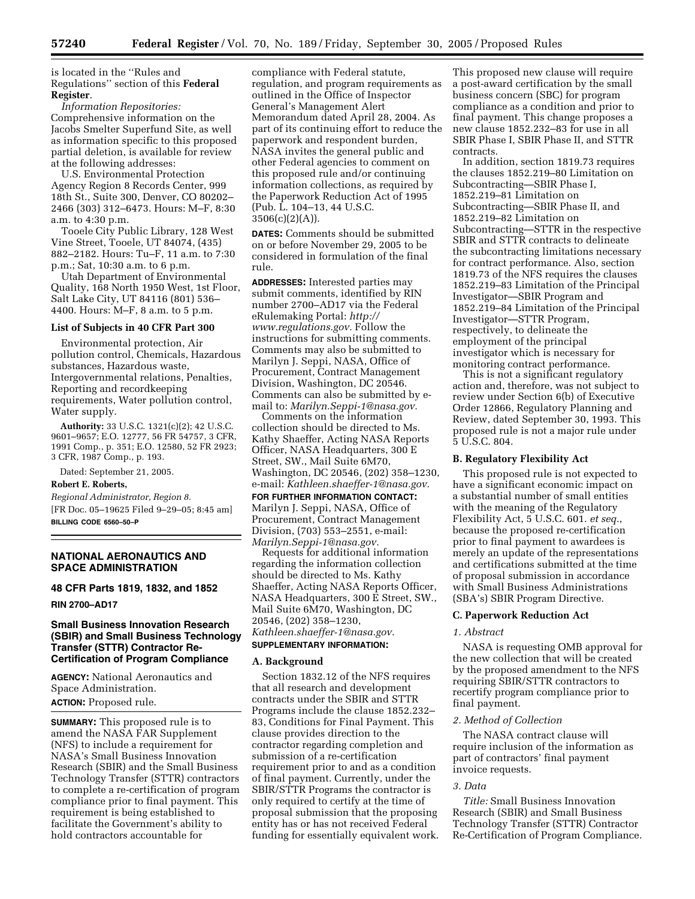is located in the ''Rules and Regulations'' section of this **Federal Register**.

*Information Repositories:* Comprehensive information on the Jacobs Smelter Superfund Site, as well as information specific to this proposed partial deletion, is available for review at the following addresses:

U.S. Environmental Protection Agency Region 8 Records Center, 999 18th St., Suite 300, Denver, CO 80202–2466 (303) 312–6473. Hours: M–F, 8:30 a.m. to 4:30 p.m.

Tooele City Public Library, 128 West Vine Street, Tooele, UT 84074, (435) 882–2182. Hours: Tu–F, 11 a.m. to 7:30 p.m.; Sat, 10:30 a.m. to 6 p.m.

Utah Department of Environmental Quality, 168 North 1950 West, 1st Floor, Salt Lake City, UT 84116 (801) 536–4400. Hours: M–F, 8 a.m. to 5 p.m.

### List of Subjects in 40 CFR Part 300

Environmental protection, Air pollution control, Chemicals, Hazardous substances, Hazardous waste, Intergovernmental relations, Penalties, Reporting and recordkeeping requirements, Water pollution control, Water supply.

**Authority:** 33 U.S.C. 1321(c)(2); 42 U.S.C. 9601–9657; E.O. 12777, 56 FR 54757, 3 CFR, 1991 Comp., p. 351; E.O. 12580, 52 FR 2923; 3 CFR, 1987 Comp., p. 193.

Dated: September 21, 2005.

**Robert E. Roberts,**

*Regional Administrator, Region 8.*

[FR Doc. 05–19625 Filed 9–29–05; 8:45 am]

**BILLING CODE 6560–50–P**

## NATIONAL AERONAUTICS AND SPACE ADMINISTRATION

### 48 CFR Parts 1819, 1832, and 1852

**RIN 2700–AD17**

### Small Business Innovation Research (SBIR) and Small Business Technology Transfer (STTR) Contractor Re-Certification of Program Compliance

**AGENCY:** National Aeronautics and Space Administration.

**ACTION:** Proposed rule.

**SUMMARY:** This proposed rule is to amend the NASA FAR Supplement (NFS) to include a requirement for NASA's Small Business Innovation Research (SBIR) and the Small Business Technology Transfer (STTR) contractors to complete a re-certification of program compliance prior to final payment. This requirement is being established to facilitate the Government's ability to hold contractors accountable for compliance with Federal statute, regulation, and program requirements as outlined in the Office of Inspector General's Management Alert Memorandum dated April 28, 2004. As part of its continuing effort to reduce the paperwork and respondent burden, NASA invites the general public and other Federal agencies to comment on this proposed rule and/or continuing information collections, as required by the Paperwork Reduction Act of 1995 (Pub. L. 104–13, 44 U.S.C. 3506(c)(2)(A)).

**DATES:** Comments should be submitted on or before November 29, 2005 to be considered in formulation of the final rule.

**ADDRESSES:** Interested parties may submit comments, identified by RIN number 2700–AD17 via the Federal eRulemaking Portal: *http://www.regulations.gov.* Follow the instructions for submitting comments. Comments may also be submitted to Marilyn J. Seppi, NASA, Office of Procurement, Contract Management Division, Washington, DC 20546. Comments can also be submitted by e-mail to: *Marilyn.Seppi-1@nasa.gov.*

Comments on the information collection should be directed to Ms. Kathy Shaeffer, Acting NASA Reports Officer, NASA Headquarters, 300 E Street, SW., Mail Suite 6M70, Washington, DC 20546, (202) 358–1230, e-mail: *Kathleen.shaeffer-1@nasa.gov.*

**FOR FURTHER INFORMATION CONTACT:** Marilyn J. Seppi, NASA, Office of Procurement, Contract Management Division, (703) 553–2551, e-mail: *Marilyn.Seppi-1@nasa.gov.*

Requests for additional information regarding the information collection should be directed to Ms. Kathy Shaeffer, Acting NASA Reports Officer, NASA Headquarters, 300 E Street, SW., Mail Suite 6M70, Washington, DC 20546, (202) 358–1230, *Kathleen.shaeffer-1@nasa.gov.*

**SUPPLEMENTARY INFORMATION:**

### A. Background

Section 1832.12 of the NFS requires that all research and development contracts under the SBIR and STTR Programs include the clause 1852.232–83, Conditions for Final Payment. This clause provides direction to the contractor regarding completion and submission of a re-certification requirement prior to and as a condition of final payment. Currently, under the SBIR/STTR Programs the contractor is only required to certify at the time of proposal submission that the proposing entity has or has not received Federal funding for essentially equivalent work. This proposed new clause will require a post-award certification by the small business concern (SBC) for program compliance as a condition and prior to final payment. This change proposes a new clause 1852.232–83 for use in all SBIR Phase I, SBIR Phase II, and STTR contracts.

In addition, section 1819.73 requires the clauses 1852.219–80 Limitation on Subcontracting—SBIR Phase I, 1852.219–81 Limitation on Subcontracting—SBIR Phase II, and 1852.219–82 Limitation on Subcontracting—STTR in the respective SBIR and STTR contracts to delineate the subcontracting limitations necessary for contract performance. Also, section 1819.73 of the NFS requires the clauses 1852.219–83 Limitation of the Principal Investigator—SBIR Program and 1852.219–84 Limitation of the Principal Investigator—STTR Program, respectively, to delineate the employment of the principal investigator which is necessary for monitoring contract performance.

This is not a significant regulatory action and, therefore, was not subject to review under Section 6(b) of Executive Order 12866, Regulatory Planning and Review, dated September 30, 1993. This proposed rule is not a major rule under 5 U.S.C. 804.

### B. Regulatory Flexibility Act

This proposed rule is not expected to have a significant economic impact on a substantial number of small entities with the meaning of the Regulatory Flexibility Act, 5 U.S.C. 601. *et seq.*, because the proposed re-certification prior to final payment to awardees is merely an update of the representations and certifications submitted at the time of proposal submission in accordance with Small Business Administrations (SBA's) SBIR Program Directive.

### C. Paperwork Reduction Act

*1. Abstract*

NASA is requesting OMB approval for the new collection that will be created by the proposed amendment to the NFS requiring SBIR/STTR contractors to recertify program compliance prior to final payment.

*2. Method of Collection*

The NASA contract clause will require inclusion of the information as part of contractors' final payment invoice requests.

*3. Data*

*Title:* Small Business Innovation Research (SBIR) and Small Business Technology Transfer (STTR) Contractor Re-Certification of Program Compliance.